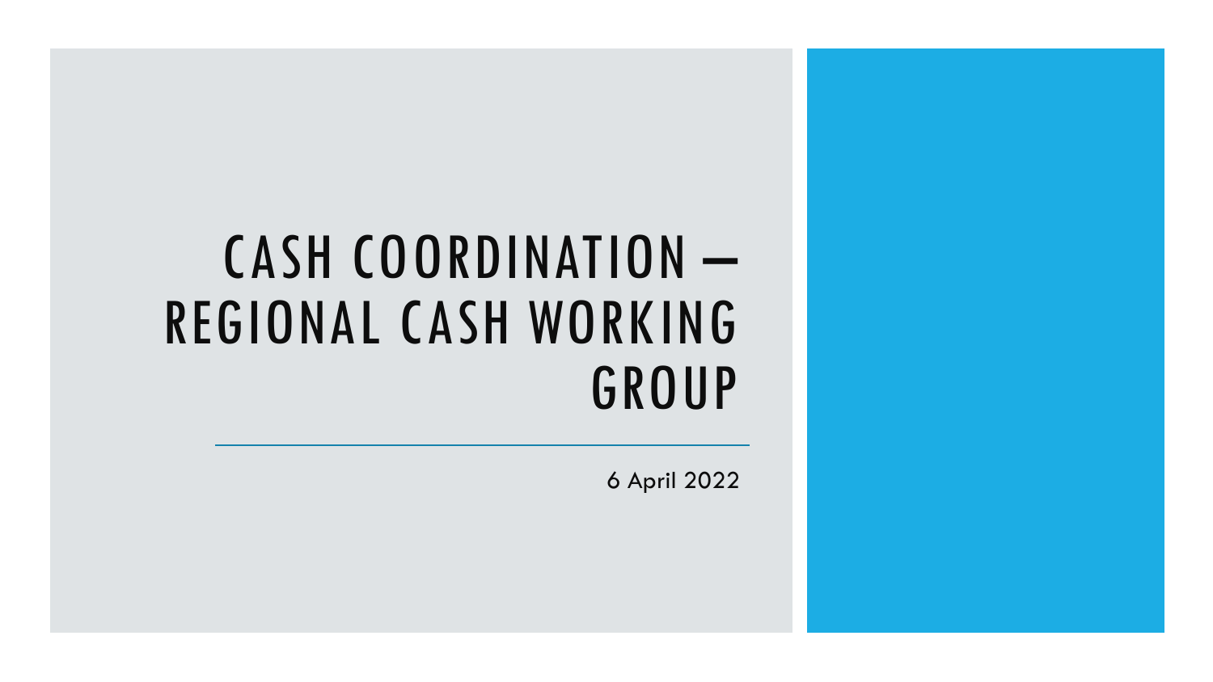# CASH COORDINATION – REGIONAL CASH WORKING GROUP

6 April 2022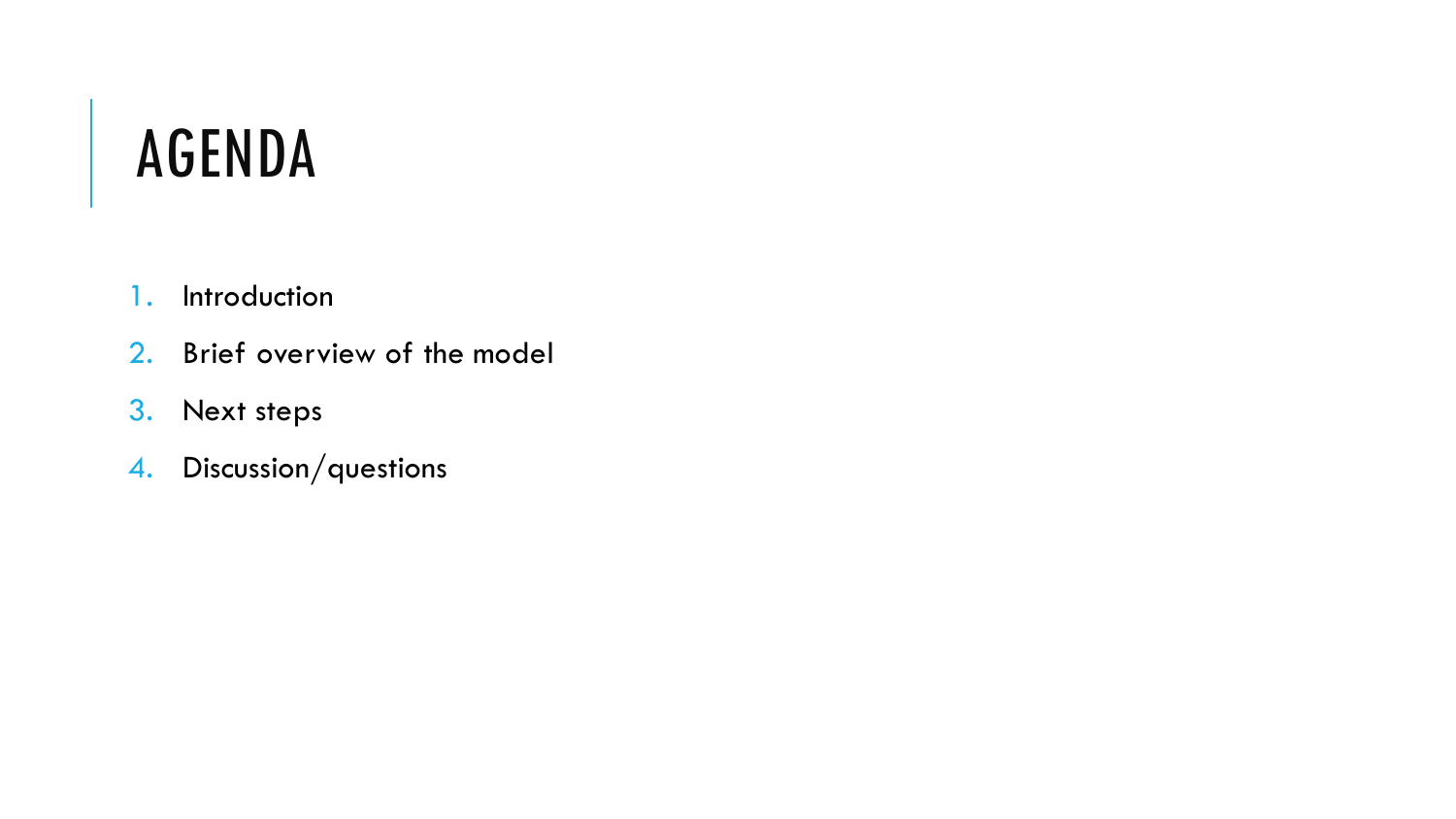# AGENDA

1. Introduction
2. Brief overview of the model
3. Next steps
4. Discussion/questions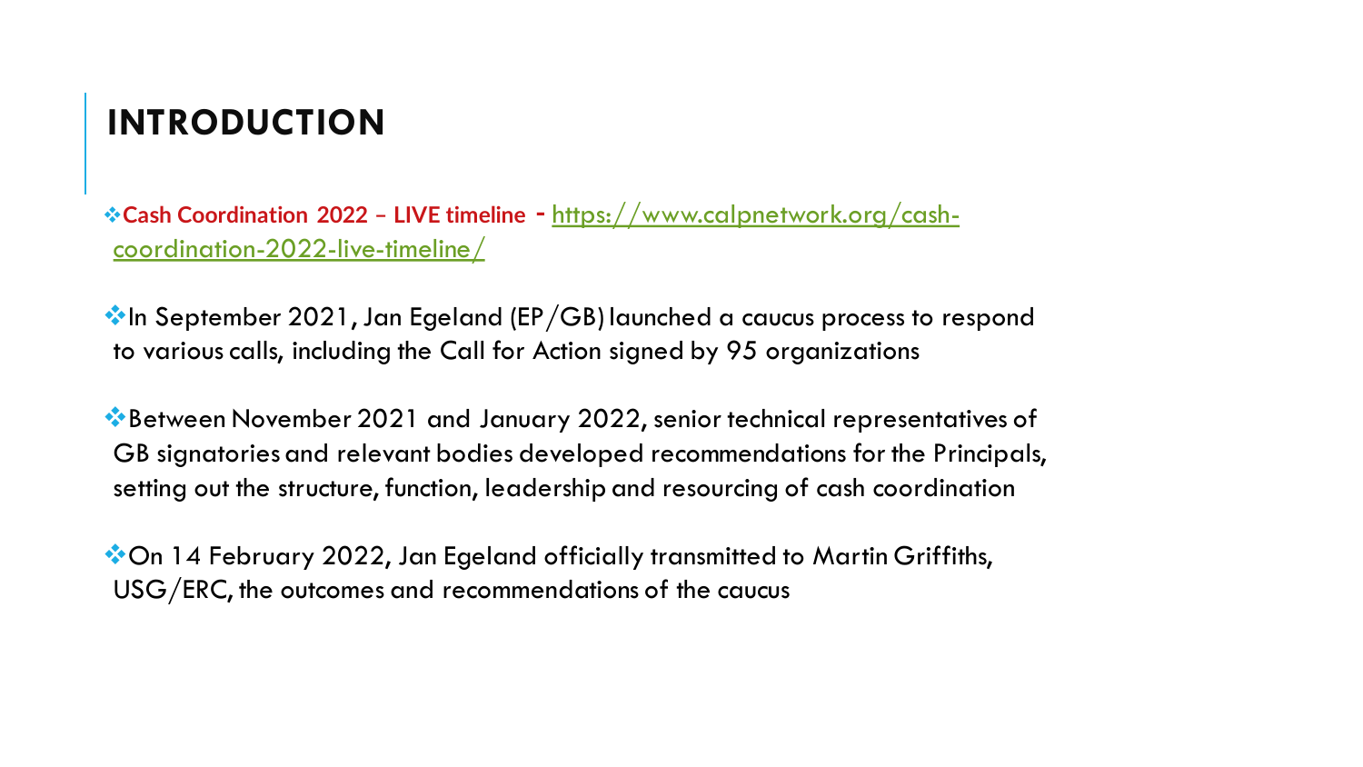# INTRODUCTION

- **Cash Coordination 2022 – LIVE timeline** - https://www.calpnetwork.org/cash-coordination-2022-live-timeline/

- In September 2021, Jan Egeland (EP/GB) launched a caucus process to respond to various calls, including the Call for Action signed by 95 organizations

- Between November 2021 and January 2022, senior technical representatives of GB signatories and relevant bodies developed recommendations for the Principals, setting out the structure, function, leadership and resourcing of cash coordination

- On 14 February 2022, Jan Egeland officially transmitted to Martin Griffiths, USG/ERC, the outcomes and recommendations of the caucus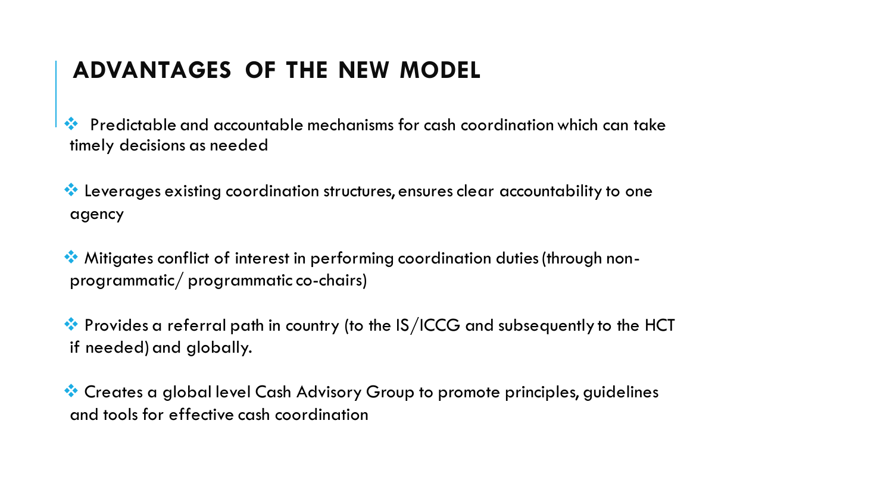## ADVANTAGES OF THE NEW MODEL

- Predictable and accountable mechanisms for cash coordination which can take timely decisions as needed

- Leverages existing coordination structures, ensures clear accountability to one agency

- Mitigates conflict of interest in performing coordination duties (through non-programmatic/ programmatic co-chairs)

- Provides a referral path in country (to the IS/ICCG and subsequently to the HCT if needed) and globally.

- Creates a global level Cash Advisory Group to promote principles, guidelines and tools for effective cash coordination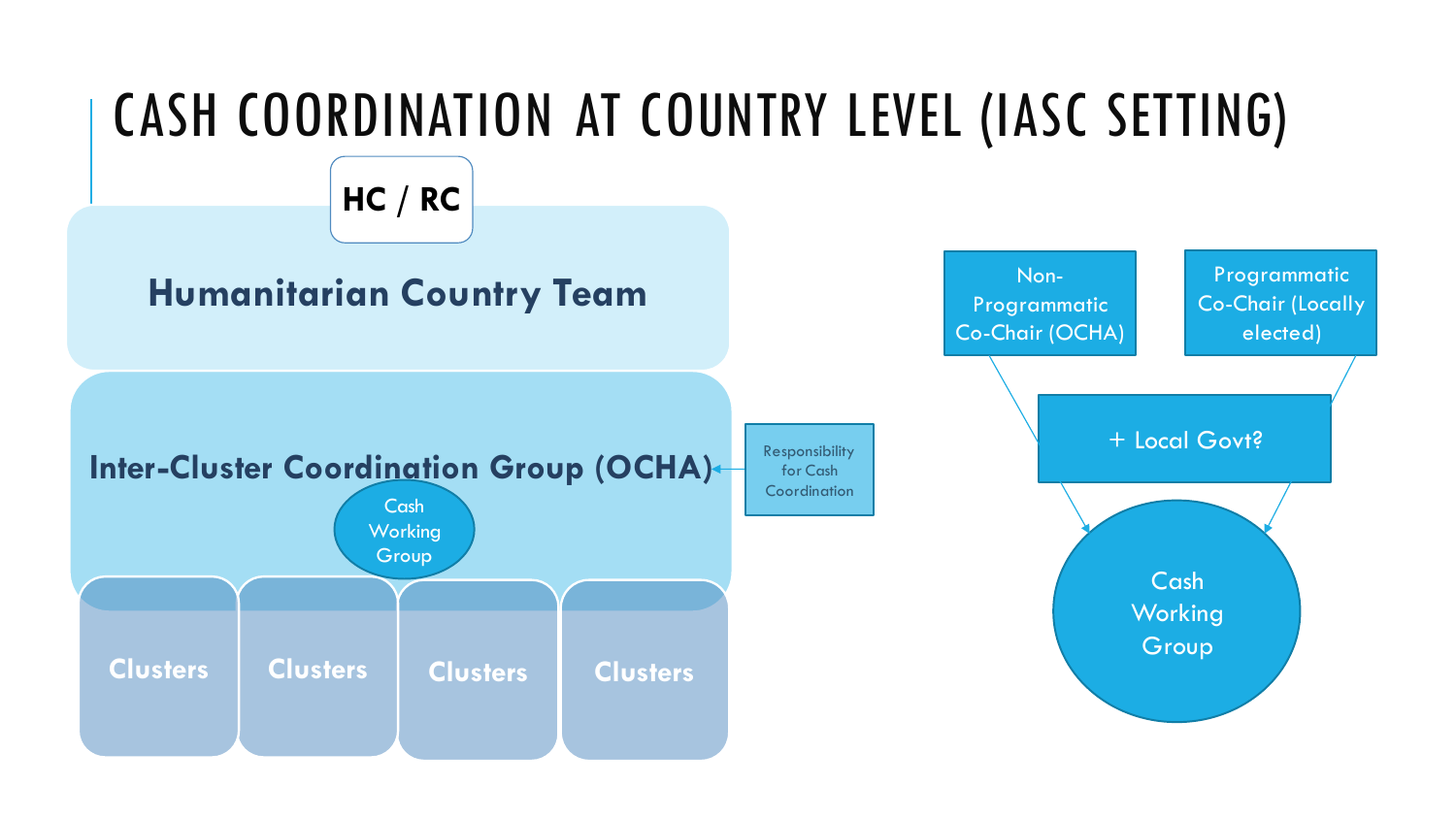# CASH COORDINATION AT COUNTRY LEVEL (IASC SETTING)

HC / RC

Humanitarian Country Team

Inter-Cluster Coordination Group (OCHA)

Cash Working Group

Responsibility for Cash Coordination

Clusters

Clusters

Clusters

Clusters

Non-Programmatic Co-Chair (OCHA)

Programmatic Co-Chair (Locally elected)

+ Local Govt?

Cash Working Group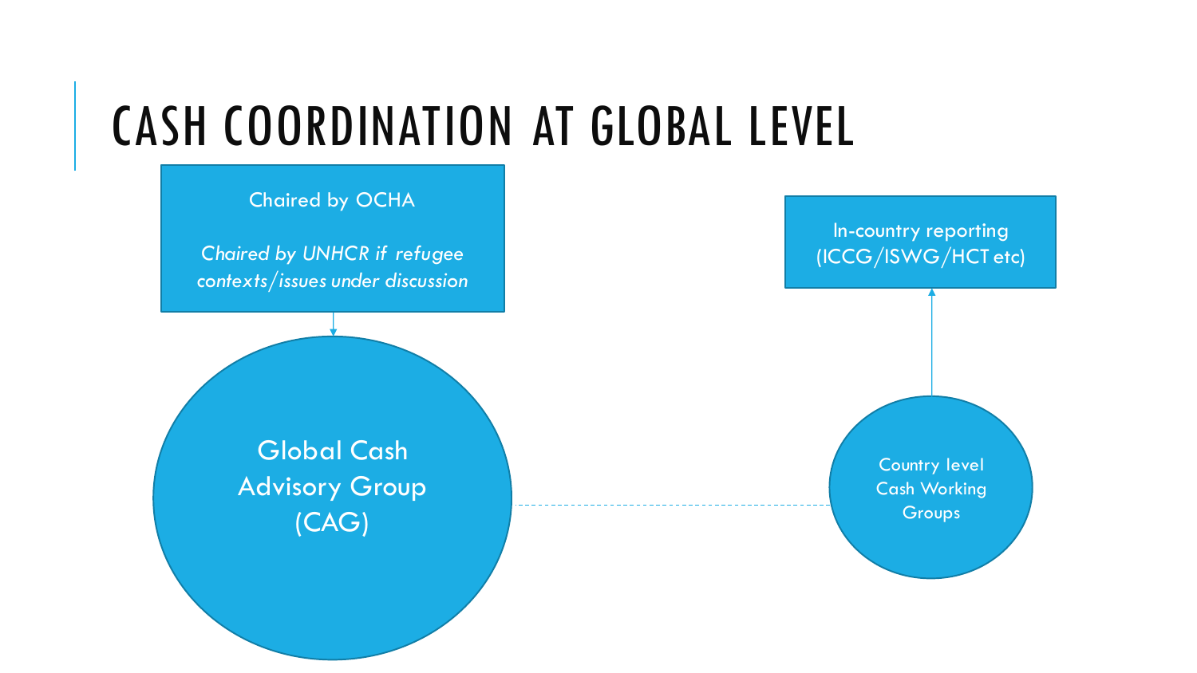# CASH COORDINATION AT GLOBAL LEVEL

Chaired by OCHA

*Chaired by UNHCR if refugee contexts/issues under discussion*

Global Cash Advisory Group (CAG)

In-country reporting (ICCG/ISWG/HCT etc)

Country level Cash Working Groups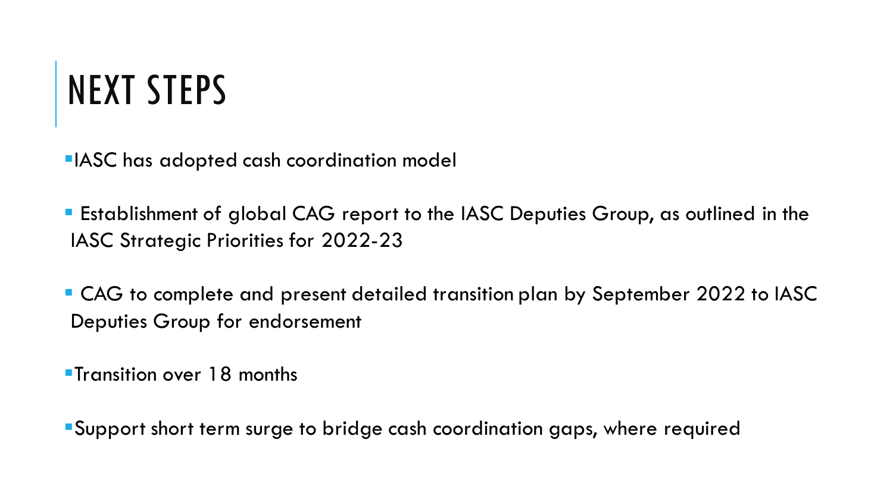# NEXT STEPS

- IASC has adopted cash coordination model
- Establishment of global CAG report to the IASC Deputies Group, as outlined in the IASC Strategic Priorities for 2022-23
- CAG to complete and present detailed transition plan by September 2022 to IASC Deputies Group for endorsement
- Transition over 18 months
- Support short term surge to bridge cash coordination gaps, where required